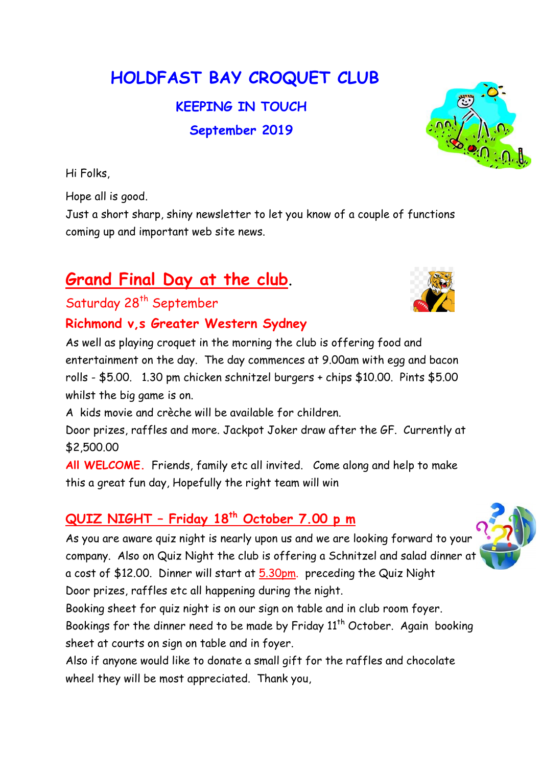# HOLDFAST BAY CROQUET CLUB

## KEEPING IN TOUCH

## September 2019

Hi Folks,

Hope all is good.

Just a short sharp, shiny newsletter to let you know of a couple of functions coming up and important web site news.

## Grand Final Day at the club.

Saturday 28th September

**Richmond v,s Greater Western Sydney**

As well as playing croquet in the morning the club is offering food and entertainment on the day. The day commences at 9.00am with egg and bacon rolls - $5.00. 1.30 pm chicken schnitzel burgers + chips $10.00. Pints $5.00 whilst the big game is on.

A kids movie and crèche will be available for children.

Door prizes, raffles and more. Jackpot Joker draw after the GF. Currently at $2,500.00

**All WELCOME.** Friends, family etc all invited. Come along and help to make this a great fun day, Hopefully the right team will win

## QUIZ NIGHT – Friday 18th October 7.00 p m

As you are aware quiz night is nearly upon us and we are looking forward to your company. Also on Quiz Night the club is offering a Schnitzel and salad dinner at a cost of $12.00. Dinner will start at 5.30pm. preceding the Quiz Night

Door prizes, raffles etc all happening during the night.

Booking sheet for quiz night is on our sign on table and in club room foyer.

Bookings for the dinner need to be made by Friday 11th October. Again booking sheet at courts on sign on table and in foyer.

Also if anyone would like to donate a small gift for the raffles and chocolate wheel they will be most appreciated. Thank you,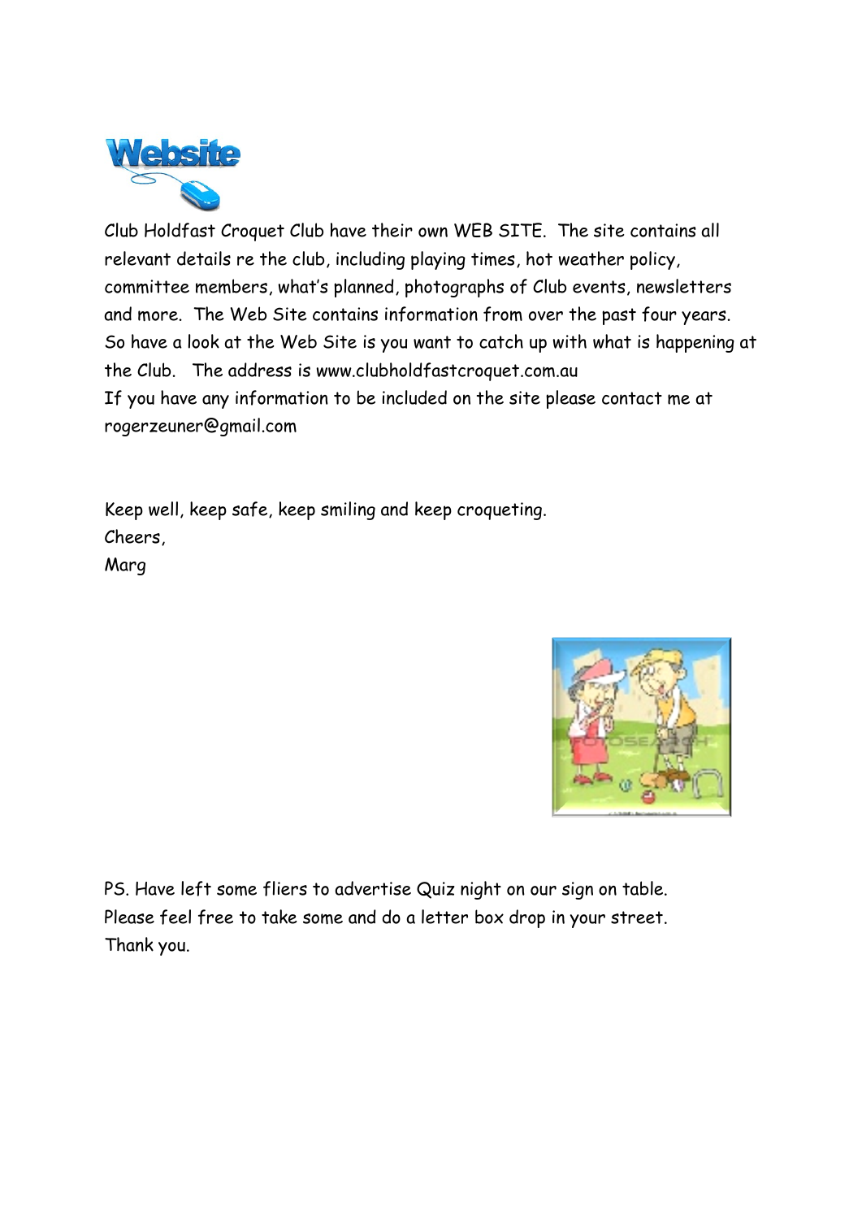Club Holdfast Croquet Club have their own WEB SITE. The site contains all relevant details re the club, including playing times, hot weather policy, committee members, what's planned, photographs of Club events, newsletters and more. The Web Site contains information from over the past four years. So have a look at the Web Site is you want to catch up with what is happening at the Club. The address is www.clubholdfastcroquet.com.au

If you have any information to be included on the site please contact me at rogerzeuner@gmail.com

Keep well, keep safe, keep smiling and keep croqueting.

Cheers,

Marg

PS. Have left some fliers to advertise Quiz night on our sign on table. Please feel free to take some and do a letter box drop in your street. Thank you.